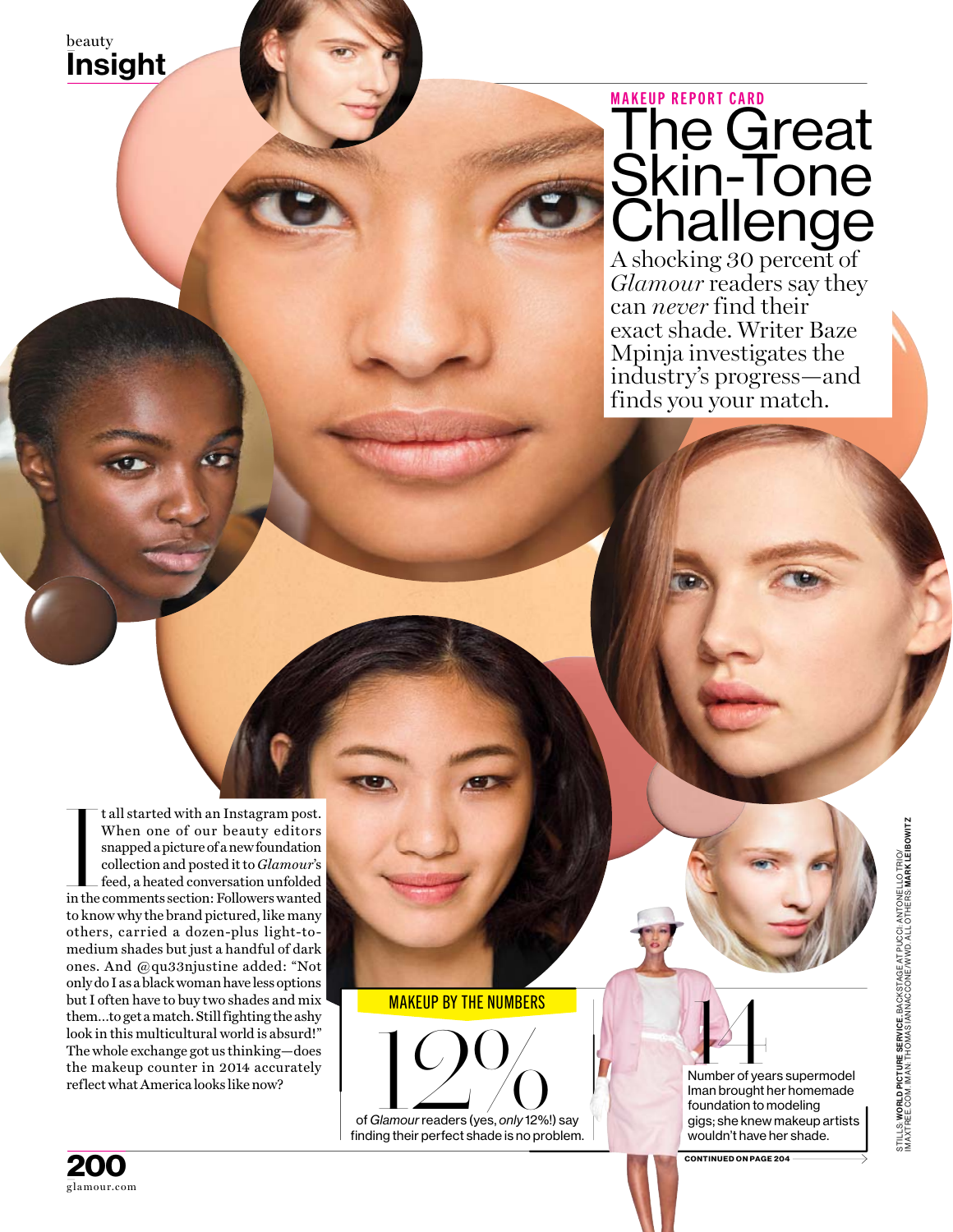beauty
**Insight**

MAKEUP REPORT CARD

# The Great Skin-Tone Challenge

A shocking 30 percent of *Glamour* readers say they can *never* find their exact shade. Writer Baze Mpinja investigates the industry's progress—and finds you your match.

It all started with an Instagram post. When one of our beauty editors snapped a picture of a new foundation collection and posted it to *Glamour*'s feed, a heated conversation unfolded in the comments section: Followers wanted to know why the brand pictured, like many others, carried a dozen-plus light-to-medium shades but just a handful of dark ones. And @qu33njustine added: "Not only do I as a black woman have less options but I often have to buy two shades and mix them...to get a match. Still fighting the ashy look in this multicultural world is absurd!" The whole exchange got us thinking—does the makeup counter in 2014 accurately reflect what America looks like now?

## MAKEUP BY THE NUMBERS

**12%**

of *Glamour* readers (yes, *only* 12%!) say finding their perfect shade is no problem.

**14**

Number of years supermodel Iman brought her homemade foundation to modeling gigs; she knew makeup artists wouldn't have her shade.

CONTINUED ON PAGE 204

STILLS: **WORLD PICTURE SERVICE.** BACKSTAGE AT PUCCI: ANTONE LLOTRIO/IMAXTREE.COM. IMAN: THOMAS IANNACCONE/WWD. ALL OTHERS: **MARK LEIBOWITZ**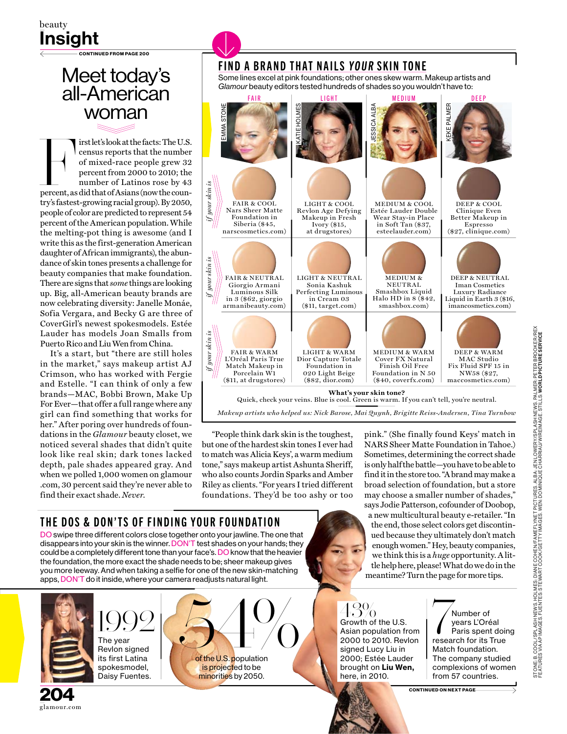beauty

# Insight

CONTINUED FROM PAGE 200

## Meet today's all-American woman

First let's look at the facts: The U.S. census reports that the number of mixed-race people grew 32 percent from 2000 to 2010; the number of Latinos rose by 43 percent, as did that of Asians (now the country's fastest-growing racial group). By 2050, people of color are predicted to represent 54 percent of the American population. While the melting-pot thing is awesome (and I write this as the first-generation American daughter of African immigrants), the abundance of skin tones presents a challenge for beauty companies that make foundation. There are signs that *some* things are looking up. Big, all-American beauty brands are now celebrating diversity: Janelle Monáe, Sofia Vergara, and Becky G are three of CoverGirl's newest spokesmodels. Estée Lauder has models Joan Smalls from Puerto Rico and Liu Wen from China.

It's a start, but "there are still holes in the market," says makeup artist AJ Crimson, who has worked with Fergie and Estelle. "I can think of only a few brands—MAC, Bobbi Brown, Make Up For Ever—that offer a full range where any girl can find something that works for her." After poring over hundreds of foundations in the *Glamour* beauty closet, we noticed several shades that didn't quite look like real skin; dark tones lacked depth, pale shades appeared gray. And when we polled 1,000 women on glamour.com, 30 percent said they're never able to find their exact shade. *Never.*

## FIND A BRAND THAT NAILS *YOUR* SKIN TONE

Some lines excel at pink foundations; other ones skew warm. Makeup artists and *Glamour* beauty editors tested hundreds of shades so you wouldn't have to:

| *if your skin is* | FAIR (EMMA STONE) | LIGHT (KATIE HOLMES) | MEDIUM (JESSICA ALBA) | DEEP (KEKE PALMER) |
|---|---|---|---|---|
| COOL | FAIR & COOL Nars Sheer Matte Foundation in Siberia ($45, narscosmetics.com) | LIGHT & COOL Revlon Age Defying Makeup in Fresh Ivory ($15, at drugstores) | MEDIUM & COOL Estée Lauder Double Wear Stay-in Place in Soft Tan ($37, esteelauder.com) | DEEP & COOL Clinique Even Better Makeup in Espresso ($27, clinique.com) |
| NEUTRAL | FAIR & NEUTRAL Giorgio Armani Luminous Silk in 3 ($62, giorgioarmanibeauty.com) | LIGHT & NEUTRAL Sonia Kashuk Perfecting Luminous in Cream 03 ($11, target.com) | MEDIUM & NEUTRAL Smashbox Liquid Halo HD in 8 ($42, smashbox.com) | DEEP & NEUTRAL Iman Cosmetics Luxury Radiance Liquid in Earth 3 ($16, imancosmetics.com) |
| WARM | FAIR & WARM L'Oréal Paris True Match Makeup in Porcelain W1 ($11, at drugstores) | LIGHT & WARM Dior Capture Totale Foundation in 020 Light Beige ($82, dior.com) | MEDIUM & WARM Cover FX Natural Finish Oil Free Foundation in N 50 ($40, coverfx.com) | DEEP & WARM MAC Studio Fix Fluid SPF 15 in NW58 ($27, maccosmetics.com) |

**What's your skin tone?**
Quick, check your veins. Blue is cool. Green is warm. If you can't tell, you're neutral.

*Makeup artists who helped us: Nick Barose, Mai Quynh, Brigitte Reiss-Andersen, Tina Turnbow*

"People think dark skin is the toughest, but one of the hardest skin tones I ever had to match was Alicia Keys', a warm medium tone," says makeup artist Ashunta Sheriff, who also counts Jordin Sparks and Amber Riley as clients. "For years I tried different foundations. They'd be too ashy or too pink." (She finally found Keys' match in NARS Sheer Matte Foundation in Tahoe.) Sometimes, determining the correct shade is only half the battle—you have to be able to find it in the store too. "A brand may make a broad selection of foundation, but a store may choose a smaller number of shades," says Jodie Patterson, cofounder of Doobop, a new multicultural beauty e-retailer. "In the end, those select colors get discontinued because they ultimately don't match enough women." Hey, beauty companies, we think this is a *huge* opportunity. A little help here, please! What do we do in the meantime? Turn the page for more tips.

## THE DOS & DON'TS OF FINDING YOUR FOUNDATION

DO swipe three different colors close together onto your jawline. The one that disappears into your skin is the winner. DON'T test shades on your hands; they could be a completely different tone than your face's. DO know that the heavier the foundation, the more exact the shade needs to be; sheer makeup gives you more leeway. And when taking a selfie for one of the new skin-matching apps, DON'T do it inside, where your camera readjusts natural light.

**1992** The year Revlon signed its first Latina spokesmodel, Daisy Fuentes.

**54%** of the U.S. population is projected to be minorities by 2050.

**43%** Growth of the U.S. Asian population from 2000 to 2010. Revlon signed Lucy Liu in 2000; Estée Lauder brought on **Liu Wen,** here, in 2010.

**7** Number of years L'Oréal Paris spent doing research for its True Match foundation. The company studied complexions of women from 57 countries.

CONTINUED ON NEXT PAGE

STONE: B. COOL/SPLASH NEWS. HOLMES: DIANE COHEN/FAMEFLYNET PICTURES. ALBA: JEN LOWERY/SPLASH NEWS. PALMER: PETER BROOKER/REX FEATURES VIA AP IMAGES. FUENTES: STEWART COOK/GETTY IMAGES. WEN: DOMINIQUE CHARRIAU/WIREIMAGE. STILLS: WORLD PICTURE SERVICE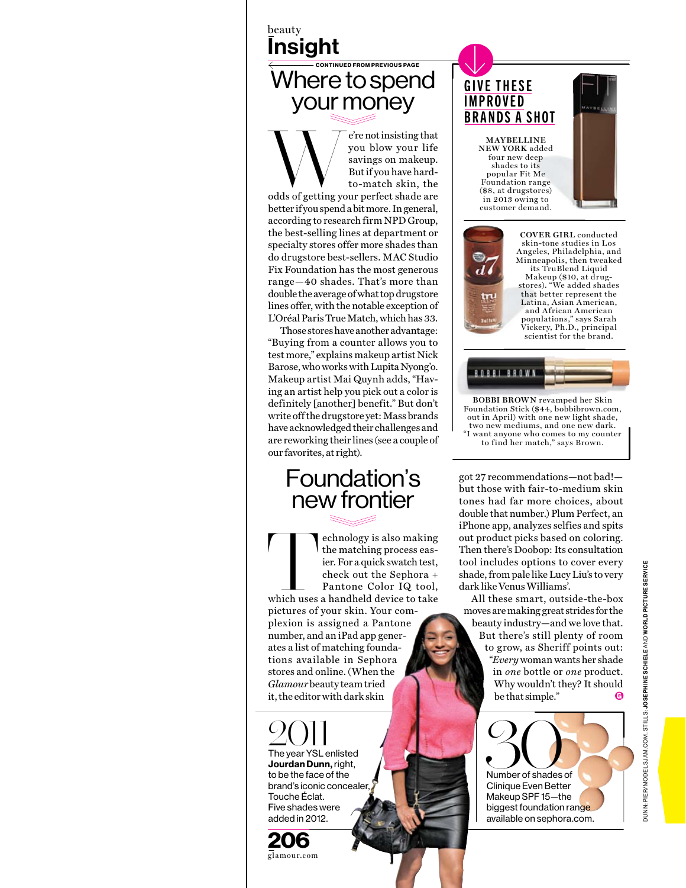beauty

# Insight

CONTINUED FROM PREVIOUS PAGE

## Where to spend your money

We're not insisting that you blow your life savings on makeup. But if you have hard-to-match skin, the odds of getting your perfect shade are better if you spend a bit more. In general, according to research firm NPD Group, the best-selling lines at department or specialty stores offer more shades than do drugstore best-sellers. MAC Studio Fix Foundation has the most generous range—40 shades. That's more than double the average of what top drugstore lines offer, with the notable exception of L'Oréal Paris True Match, which has 33.

Those stores have another advantage: "Buying from a counter allows you to test more," explains makeup artist Nick Barose, who works with Lupita Nyong'o. Makeup artist Mai Quynh adds, "Having an artist help you pick out a color is definitely [another] benefit." But don't write off the drugstore yet: Mass brands have acknowledged their challenges and are reworking their lines (see a couple of our favorites, at right).

## GIVE THESE IMPROVED BRANDS A SHOT

**MAYBELLINE NEW YORK** added four new deep shades to its popular Fit Me Foundation range ($8, at drugstores) in 2013 owing to customer demand.

**COVER GIRL** conducted skin-tone studies in Los Angeles, Philadelphia, and Minneapolis, then tweaked its TruBlend Liquid Makeup ($10, at drugstores). "We added shades that better represent the Latina, Asian American, and African American populations," says Sarah Vickery, Ph.D., principal scientist for the brand.

**BOBBI BROWN** revamped her Skin Foundation Stick ($44, bobbibrown.com, out in April) with one new light shade, two new mediums, and one new dark. "I want anyone who comes to my counter to find her match," says Brown.

## Foundation's new frontier

Technology is also making the matching process easier. For a quick swatch test, check out the Sephora + Pantone Color IQ tool, which uses a handheld device to take pictures of your skin. Your complexion is assigned a Pantone number, and an iPad app generates a list of matching foundations available in Sephora stores and online. (When the *Glamour* beauty team tried it, the editor with dark skin got 27 recommendations—not bad!—but those with fair-to-medium skin tones had far more choices, about double that number.) Plum Perfect, an iPhone app, analyzes selfies and spits out product picks based on coloring. Then there's Doobop: Its consultation tool includes options to cover every shade, from pale like Lucy Liu's to very dark like Venus Williams'.

All these smart, outside-the-box moves are making great strides for the beauty industry—and we love that. But there's still plenty of room to grow, as Sheriff points out: "*Every* woman wants her shade in *one* bottle or *one* product. Why wouldn't they? It should be that simple."

**2011** The year YSL enlisted **Jourdan Dunn,** right, to be the face of the brand's iconic concealer, Touche Éclat. Five shades were added in 2012.

**30** Number of shades of Clinique Even Better Makeup SPF 15—the biggest foundation range available on sephora.com.

DUNN: PIER/MODELSJAM.COM. STILLS: JOSEPHINE SCHIELE AND WORLD PICTURE SERVICE